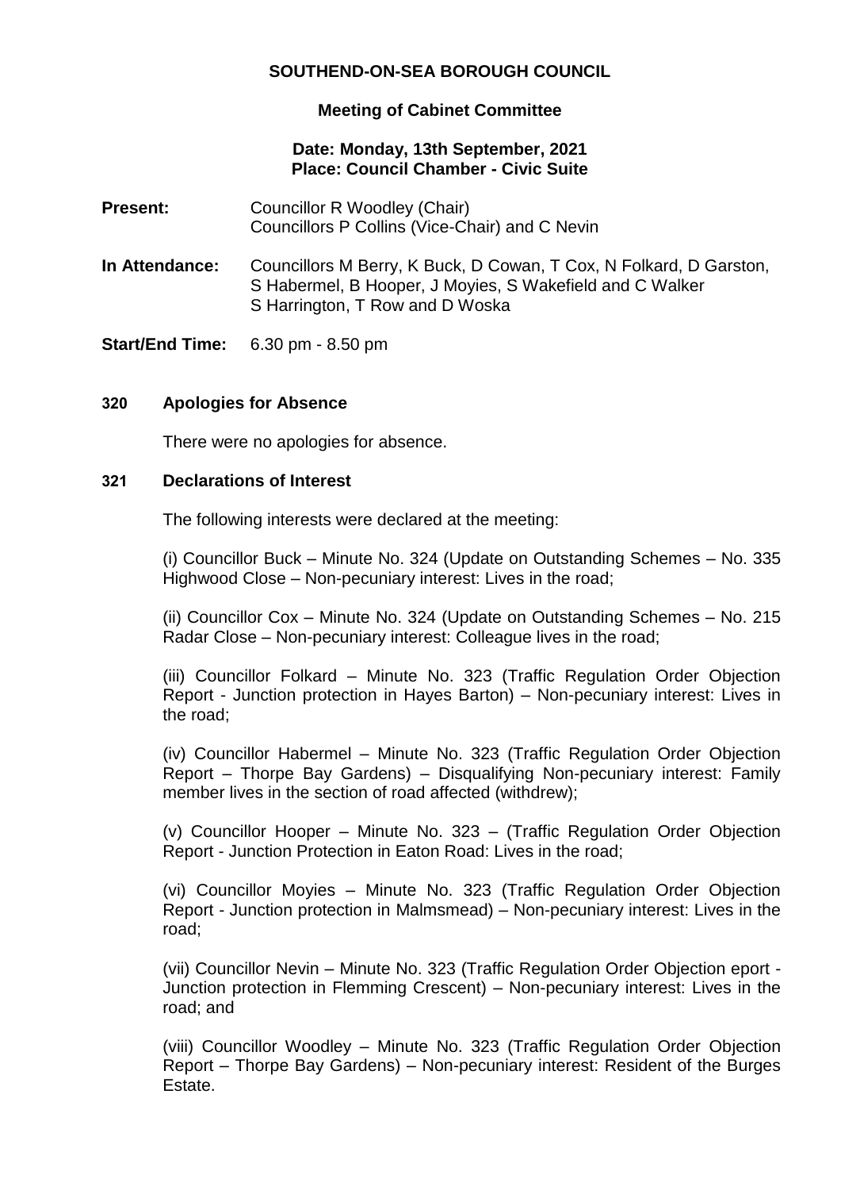**SOUTHEND-ON-SEA BOROUGH COUNCIL**

**Meeting of Cabinet Committee**

**Date: Monday, 13th September, 2021**
**Place: Council Chamber - Civic Suite**

**Present:** Councillor R Woodley (Chair)
Councillors P Collins (Vice-Chair) and C Nevin

**In Attendance:** Councillors M Berry, K Buck, D Cowan, T Cox, N Folkard, D Garston, S Habermel, B Hooper, J Moyies, S Wakefield and C Walker
S Harrington, T Row and D Woska

**Start/End Time:** 6.30 pm - 8.50 pm

## 320 Apologies for Absence

There were no apologies for absence.

## 321 Declarations of Interest

The following interests were declared at the meeting:

(i) Councillor Buck – Minute No. 324 (Update on Outstanding Schemes – No. 335 Highwood Close – Non-pecuniary interest: Lives in the road;

(ii) Councillor Cox – Minute No. 324 (Update on Outstanding Schemes – No. 215 Radar Close – Non-pecuniary interest: Colleague lives in the road;

(iii) Councillor Folkard – Minute No. 323 (Traffic Regulation Order Objection Report - Junction protection in Hayes Barton) – Non-pecuniary interest: Lives in the road;

(iv) Councillor Habermel – Minute No. 323 (Traffic Regulation Order Objection Report – Thorpe Bay Gardens) – Disqualifying Non-pecuniary interest: Family member lives in the section of road affected (withdrew);

(v) Councillor Hooper – Minute No. 323 – (Traffic Regulation Order Objection Report - Junction Protection in Eaton Road: Lives in the road;

(vi) Councillor Moyies – Minute No. 323 (Traffic Regulation Order Objection Report - Junction protection in Malmsmead) – Non-pecuniary interest: Lives in the road;

(vii) Councillor Nevin – Minute No. 323 (Traffic Regulation Order Objection eport - Junction protection in Flemming Crescent) – Non-pecuniary interest: Lives in the road; and

(viii) Councillor Woodley – Minute No. 323 (Traffic Regulation Order Objection Report – Thorpe Bay Gardens) – Non-pecuniary interest: Resident of the Burges Estate.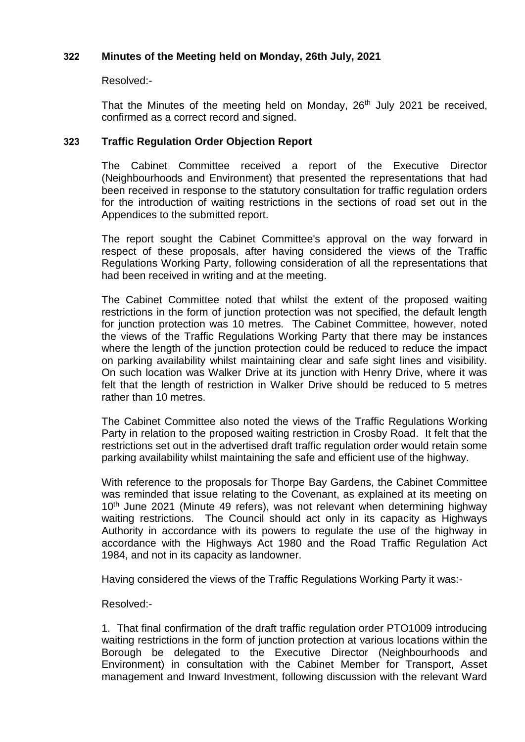## 322 Minutes of the Meeting held on Monday, 26th July, 2021

Resolved:-

That the Minutes of the meeting held on Monday, 26th July 2021 be received, confirmed as a correct record and signed.

## 323 Traffic Regulation Order Objection Report

The Cabinet Committee received a report of the Executive Director (Neighbourhoods and Environment) that presented the representations that had been received in response to the statutory consultation for traffic regulation orders for the introduction of waiting restrictions in the sections of road set out in the Appendices to the submitted report.

The report sought the Cabinet Committee's approval on the way forward in respect of these proposals, after having considered the views of the Traffic Regulations Working Party, following consideration of all the representations that had been received in writing and at the meeting.

The Cabinet Committee noted that whilst the extent of the proposed waiting restrictions in the form of junction protection was not specified, the default length for junction protection was 10 metres. The Cabinet Committee, however, noted the views of the Traffic Regulations Working Party that there may be instances where the length of the junction protection could be reduced to reduce the impact on parking availability whilst maintaining clear and safe sight lines and visibility. On such location was Walker Drive at its junction with Henry Drive, where it was felt that the length of restriction in Walker Drive should be reduced to 5 metres rather than 10 metres.

The Cabinet Committee also noted the views of the Traffic Regulations Working Party in relation to the proposed waiting restriction in Crosby Road. It felt that the restrictions set out in the advertised draft traffic regulation order would retain some parking availability whilst maintaining the safe and efficient use of the highway.

With reference to the proposals for Thorpe Bay Gardens, the Cabinet Committee was reminded that issue relating to the Covenant, as explained at its meeting on 10th June 2021 (Minute 49 refers), was not relevant when determining highway waiting restrictions. The Council should act only in its capacity as Highways Authority in accordance with its powers to regulate the use of the highway in accordance with the Highways Act 1980 and the Road Traffic Regulation Act 1984, and not in its capacity as landowner.

Having considered the views of the Traffic Regulations Working Party it was:-

Resolved:-

1. That final confirmation of the draft traffic regulation order PTO1009 introducing waiting restrictions in the form of junction protection at various locations within the Borough be delegated to the Executive Director (Neighbourhoods and Environment) in consultation with the Cabinet Member for Transport, Asset management and Inward Investment, following discussion with the relevant Ward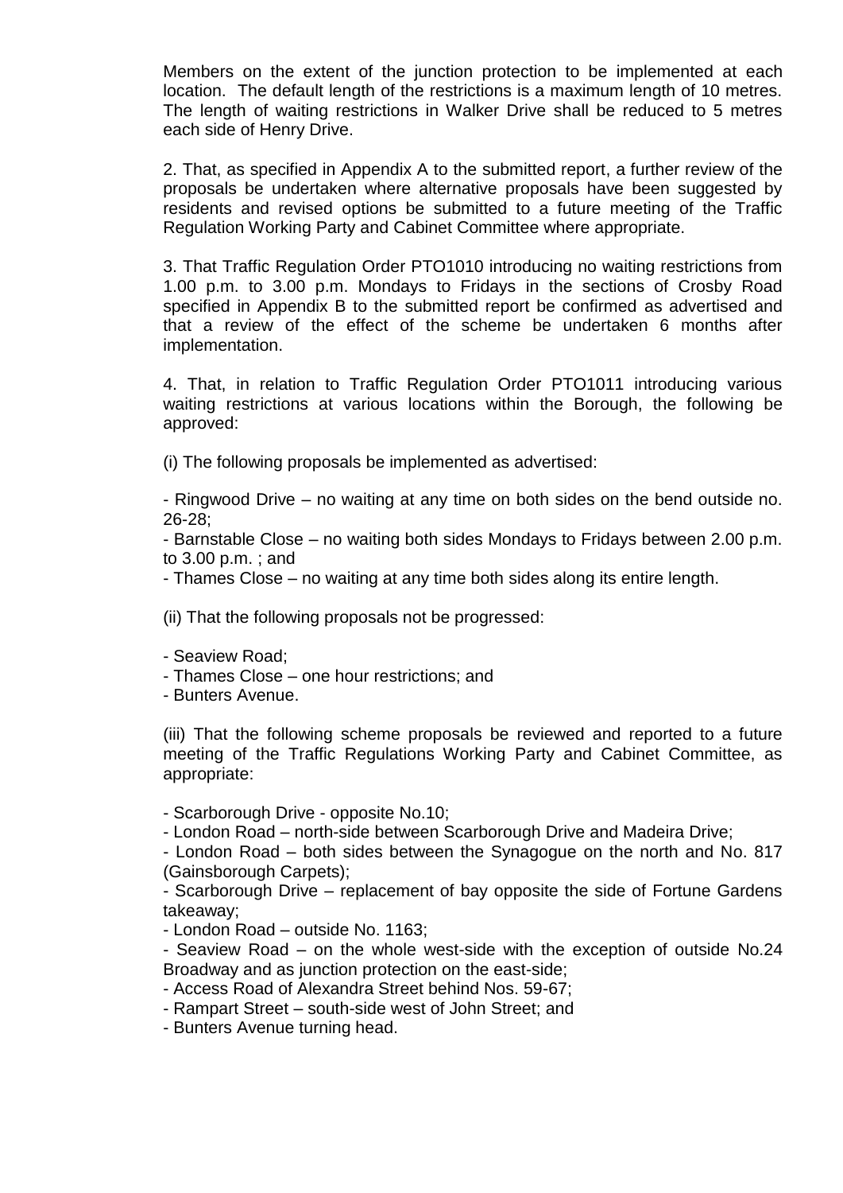Members on the extent of the junction protection to be implemented at each location. The default length of the restrictions is a maximum length of 10 metres. The length of waiting restrictions in Walker Drive shall be reduced to 5 metres each side of Henry Drive.

2. That, as specified in Appendix A to the submitted report, a further review of the proposals be undertaken where alternative proposals have been suggested by residents and revised options be submitted to a future meeting of the Traffic Regulation Working Party and Cabinet Committee where appropriate.

3. That Traffic Regulation Order PTO1010 introducing no waiting restrictions from 1.00 p.m. to 3.00 p.m. Mondays to Fridays in the sections of Crosby Road specified in Appendix B to the submitted report be confirmed as advertised and that a review of the effect of the scheme be undertaken 6 months after implementation.

4. That, in relation to Traffic Regulation Order PTO1011 introducing various waiting restrictions at various locations within the Borough, the following be approved:

(i) The following proposals be implemented as advertised:

- Ringwood Drive – no waiting at any time on both sides on the bend outside no. 26-28;
- Barnstable Close – no waiting both sides Mondays to Fridays between 2.00 p.m. to 3.00 p.m. ; and
- Thames Close – no waiting at any time both sides along its entire length.

(ii) That the following proposals not be progressed:

- Seaview Road;
- Thames Close – one hour restrictions; and
- Bunters Avenue.

(iii) That the following scheme proposals be reviewed and reported to a future meeting of the Traffic Regulations Working Party and Cabinet Committee, as appropriate:

- Scarborough Drive - opposite No.10;
- London Road – north-side between Scarborough Drive and Madeira Drive;
- London Road – both sides between the Synagogue on the north and No. 817 (Gainsborough Carpets);
- Scarborough Drive – replacement of bay opposite the side of Fortune Gardens takeaway;
- London Road – outside No. 1163;
- Seaview Road – on the whole west-side with the exception of outside No.24 Broadway and as junction protection on the east-side;
- Access Road of Alexandra Street behind Nos. 59-67;
- Rampart Street – south-side west of John Street; and
- Bunters Avenue turning head.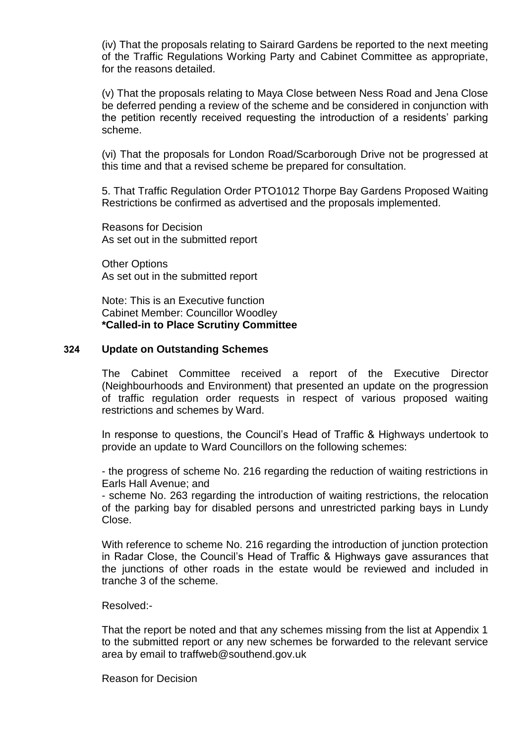(iv) That the proposals relating to Sairard Gardens be reported to the next meeting of the Traffic Regulations Working Party and Cabinet Committee as appropriate, for the reasons detailed.

(v) That the proposals relating to Maya Close between Ness Road and Jena Close be deferred pending a review of the scheme and be considered in conjunction with the petition recently received requesting the introduction of a residents' parking scheme.

(vi) That the proposals for London Road/Scarborough Drive not be progressed at this time and that a revised scheme be prepared for consultation.

5. That Traffic Regulation Order PTO1012 Thorpe Bay Gardens Proposed Waiting Restrictions be confirmed as advertised and the proposals implemented.

Reasons for Decision
As set out in the submitted report

Other Options
As set out in the submitted report

Note: This is an Executive function
Cabinet Member: Councillor Woodley
**\*Called-in to Place Scrutiny Committee**

### 324 Update on Outstanding Schemes

The Cabinet Committee received a report of the Executive Director (Neighbourhoods and Environment) that presented an update on the progression of traffic regulation order requests in respect of various proposed waiting restrictions and schemes by Ward.

In response to questions, the Council's Head of Traffic & Highways undertook to provide an update to Ward Councillors on the following schemes:

- the progress of scheme No. 216 regarding the reduction of waiting restrictions in Earls Hall Avenue; and
- scheme No. 263 regarding the introduction of waiting restrictions, the relocation of the parking bay for disabled persons and unrestricted parking bays in Lundy Close.

With reference to scheme No. 216 regarding the introduction of junction protection in Radar Close, the Council's Head of Traffic & Highways gave assurances that the junctions of other roads in the estate would be reviewed and included in tranche 3 of the scheme.

Resolved:-

That the report be noted and that any schemes missing from the list at Appendix 1 to the submitted report or any new schemes be forwarded to the relevant service area by email to traffweb@southend.gov.uk

Reason for Decision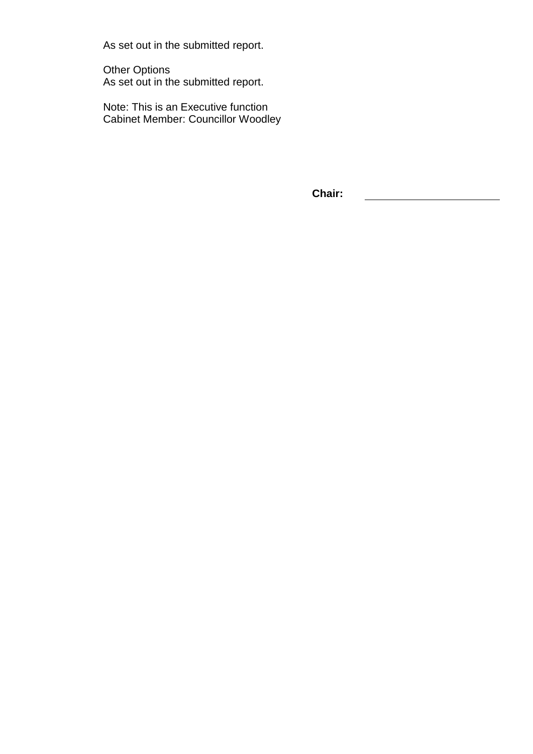As set out in the submitted report.

Other Options
As set out in the submitted report.

Note: This is an Executive function
Cabinet Member: Councillor Woodley

**Chair:** \_\_\_\_\_\_\_\_\_\_\_\_\_\_\_\_\_\_\_\_\_\_\_\_